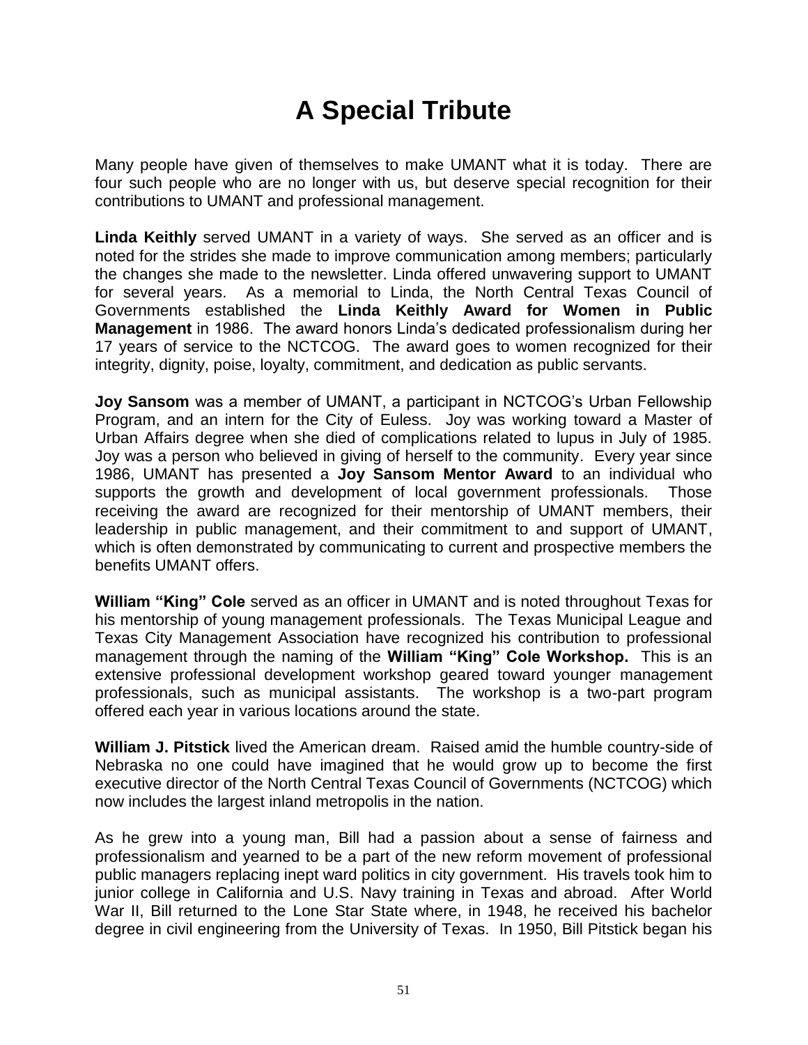# A Special Tribute

Many people have given of themselves to make UMANT what it is today. There are four such people who are no longer with us, but deserve special recognition for their contributions to UMANT and professional management.

**Linda Keithly** served UMANT in a variety of ways. She served as an officer and is noted for the strides she made to improve communication among members; particularly the changes she made to the newsletter. Linda offered unwavering support to UMANT for several years. As a memorial to Linda, the North Central Texas Council of Governments established the **Linda Keithly Award for Women in Public Management** in 1986. The award honors Linda's dedicated professionalism during her 17 years of service to the NCTCOG. The award goes to women recognized for their integrity, dignity, poise, loyalty, commitment, and dedication as public servants.

**Joy Sansom** was a member of UMANT, a participant in NCTCOG's Urban Fellowship Program, and an intern for the City of Euless. Joy was working toward a Master of Urban Affairs degree when she died of complications related to lupus in July of 1985. Joy was a person who believed in giving of herself to the community. Every year since 1986, UMANT has presented a **Joy Sansom Mentor Award** to an individual who supports the growth and development of local government professionals. Those receiving the award are recognized for their mentorship of UMANT members, their leadership in public management, and their commitment to and support of UMANT, which is often demonstrated by communicating to current and prospective members the benefits UMANT offers.

**William "King" Cole** served as an officer in UMANT and is noted throughout Texas for his mentorship of young management professionals. The Texas Municipal League and Texas City Management Association have recognized his contribution to professional management through the naming of the **William "King" Cole Workshop.** This is an extensive professional development workshop geared toward younger management professionals, such as municipal assistants. The workshop is a two-part program offered each year in various locations around the state.

**William J. Pitstick** lived the American dream. Raised amid the humble country-side of Nebraska no one could have imagined that he would grow up to become the first executive director of the North Central Texas Council of Governments (NCTCOG) which now includes the largest inland metropolis in the nation.

As he grew into a young man, Bill had a passion about a sense of fairness and professionalism and yearned to be a part of the new reform movement of professional public managers replacing inept ward politics in city government. His travels took him to junior college in California and U.S. Navy training in Texas and abroad. After World War II, Bill returned to the Lone Star State where, in 1948, he received his bachelor degree in civil engineering from the University of Texas. In 1950, Bill Pitstick began his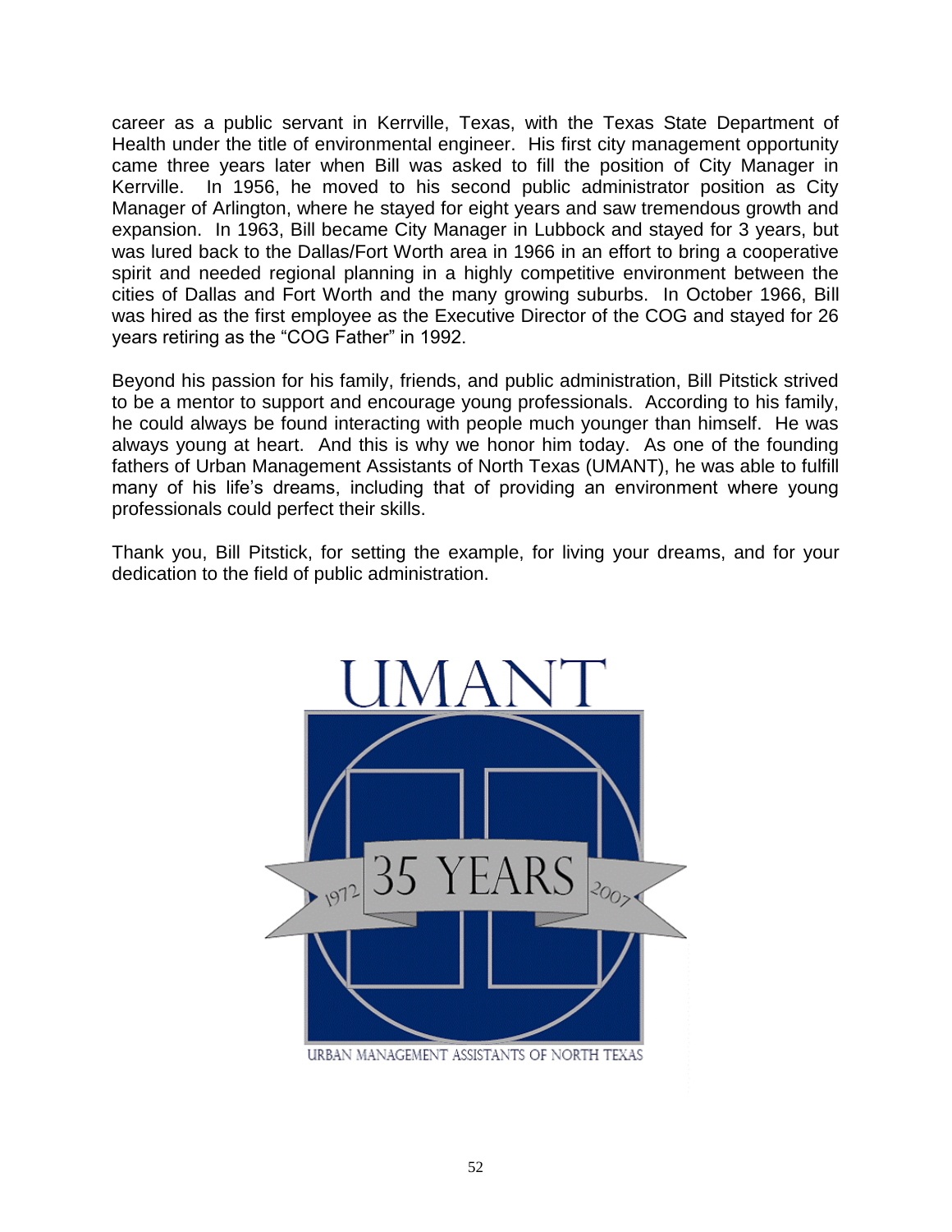career as a public servant in Kerrville, Texas, with the Texas State Department of Health under the title of environmental engineer. His first city management opportunity came three years later when Bill was asked to fill the position of City Manager in Kerrville. In 1956, he moved to his second public administrator position as City Manager of Arlington, where he stayed for eight years and saw tremendous growth and expansion. In 1963, Bill became City Manager in Lubbock and stayed for 3 years, but was lured back to the Dallas/Fort Worth area in 1966 in an effort to bring a cooperative spirit and needed regional planning in a highly competitive environment between the cities of Dallas and Fort Worth and the many growing suburbs. In October 1966, Bill was hired as the first employee as the Executive Director of the COG and stayed for 26 years retiring as the "COG Father" in 1992.

Beyond his passion for his family, friends, and public administration, Bill Pitstick strived to be a mentor to support and encourage young professionals. According to his family, he could always be found interacting with people much younger than himself. He was always young at heart. And this is why we honor him today. As one of the founding fathers of Urban Management Assistants of North Texas (UMANT), he was able to fulfill many of his life's dreams, including that of providing an environment where young professionals could perfect their skills.

Thank you, Bill Pitstick, for setting the example, for living your dreams, and for your dedication to the field of public administration.

UMANT

1972 35 YEARS 2007

URBAN MANAGEMENT ASSISTANTS OF NORTH TEXAS